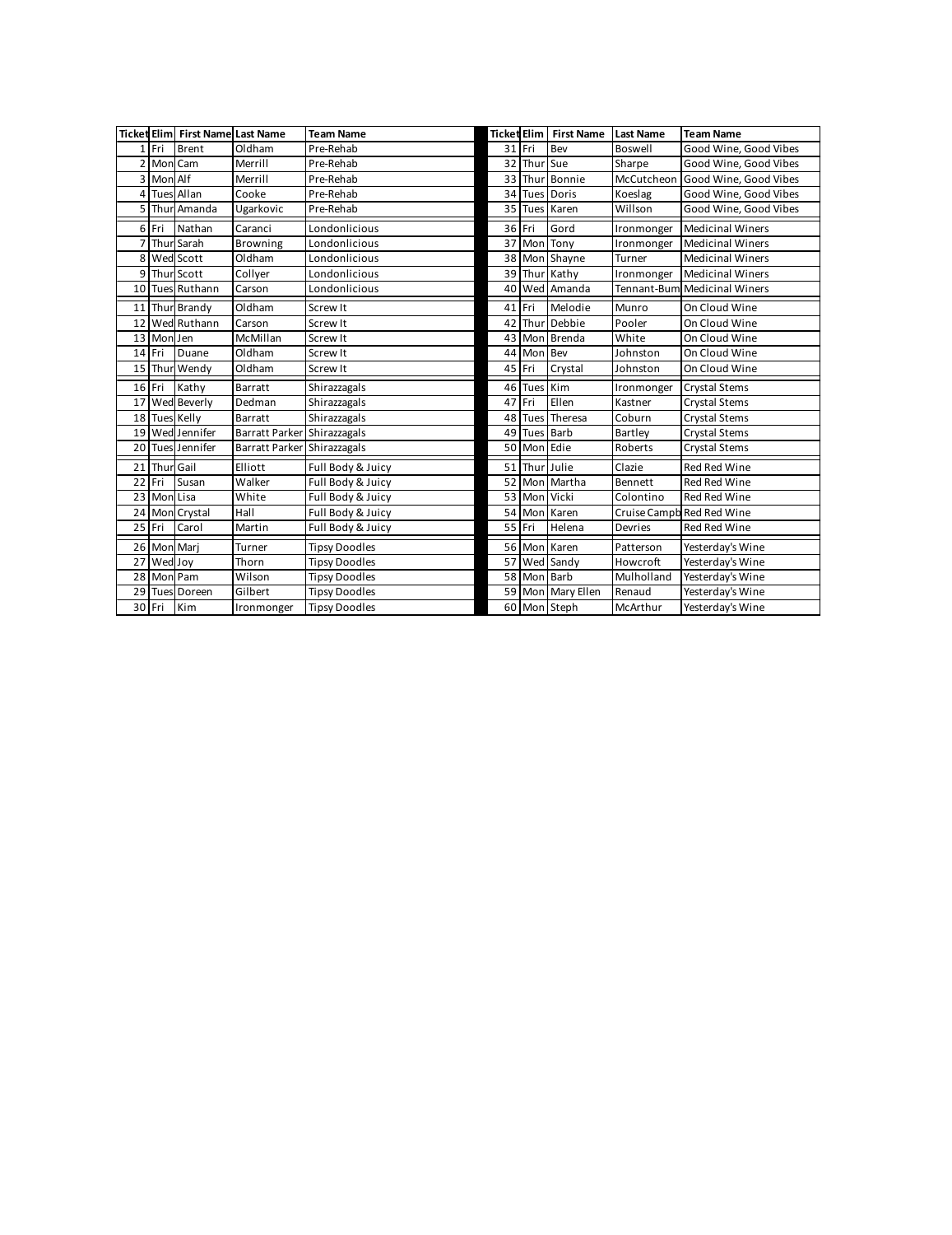| Ticket | Elim | First Name | Last Name | Team Name |
|---|---|---|---|---|
| 1 | Fri | Brent | Oldham | Pre-Rehab |
| 2 | Mon | Cam | Merrill | Pre-Rehab |
| 3 | Mon | Alf | Merrill | Pre-Rehab |
| 4 | Tues | Allan | Cooke | Pre-Rehab |
| 5 | Thur | Amanda | Ugarkovic | Pre-Rehab |
| 6 | Fri | Nathan | Caranci | Londonlicious |
| 7 | Thur | Sarah | Browning | Londonlicious |
| 8 | Wed | Scott | Oldham | Londonlicious |
| 9 | Thur | Scott | Collyer | Londonlicious |
| 10 | Tues | Ruthann | Carson | Londonlicious |
| 11 | Thur | Brandy | Oldham | Screw It |
| 12 | Wed | Ruthann | Carson | Screw It |
| 13 | Mon | Jen | McMillan | Screw It |
| 14 | Fri | Duane | Oldham | Screw It |
| 15 | Thur | Wendy | Oldham | Screw It |
| 16 | Fri | Kathy | Barratt | Shirazzagals |
| 17 | Wed | Beverly | Dedman | Shirazzagals |
| 18 | Tues | Kelly | Barratt | Shirazzagals |
| 19 | Wed | Jennifer | Barratt Parker | Shirazzagals |
| 20 | Tues | Jennifer | Barratt Parker | Shirazzagals |
| 21 | Thur | Gail | Elliott | Full Body & Juicy |
| 22 | Fri | Susan | Walker | Full Body & Juicy |
| 23 | Mon | Lisa | White | Full Body & Juicy |
| 24 | Mon | Crystal | Hall | Full Body & Juicy |
| 25 | Fri | Carol | Martin | Full Body & Juicy |
| 26 | Mon | Marj | Turner | Tipsy Doodles |
| 27 | Wed | Joy | Thorn | Tipsy Doodles |
| 28 | Mon | Pam | Wilson | Tipsy Doodles |
| 29 | Tues | Doreen | Gilbert | Tipsy Doodles |
| 30 | Fri | Kim | Ironmonger | Tipsy Doodles |

| Ticket | Elim | First Name | Last Name | Team Name |
|---|---|---|---|---|
| 31 | Fri | Bev | Boswell | Good Wine, Good Vibes |
| 32 | Thur | Sue | Sharpe | Good Wine, Good Vibes |
| 33 | Thur | Bonnie | McCutcheon | Good Wine, Good Vibes |
| 34 | Tues | Doris | Koeslag | Good Wine, Good Vibes |
| 35 | Tues | Karen | Willson | Good Wine, Good Vibes |
| 36 | Fri | Gord | Ironmonger | Medicinal Winers |
| 37 | Mon | Tony | Ironmonger | Medicinal Winers |
| 38 | Mon | Shayne | Turner | Medicinal Winers |
| 39 | Thur | Kathy | Ironmonger | Medicinal Winers |
| 40 | Wed | Amanda | Tennant-Bum | Medicinal Winers |
| 41 | Fri | Melodie | Munro | On Cloud Wine |
| 42 | Thur | Debbie | Pooler | On Cloud Wine |
| 43 | Mon | Brenda | White | On Cloud Wine |
| 44 | Mon | Bev | Johnston | On Cloud Wine |
| 45 | Fri | Crystal | Johnston | On Cloud Wine |
| 46 | Tues | Kim | Ironmonger | Crystal Stems |
| 47 | Fri | Ellen | Kastner | Crystal Stems |
| 48 | Tues | Theresa | Coburn | Crystal Stems |
| 49 | Tues | Barb | Bartley | Crystal Stems |
| 50 | Mon | Edie | Roberts | Crystal Stems |
| 51 | Thur | Julie | Clazie | Red Red Wine |
| 52 | Mon | Martha | Bennett | Red Red Wine |
| 53 | Mon | Vicki | Colontino | Red Red Wine |
| 54 | Mon | Karen | Cruise Campb | Red Red Wine |
| 55 | Fri | Helena | Devries | Red Red Wine |
| 56 | Mon | Karen | Patterson | Yesterday's Wine |
| 57 | Wed | Sandy | Howcroft | Yesterday's Wine |
| 58 | Mon | Barb | Mulholland | Yesterday's Wine |
| 59 | Mon | Mary Ellen | Renaud | Yesterday's Wine |
| 60 | Mon | Steph | McArthur | Yesterday's Wine |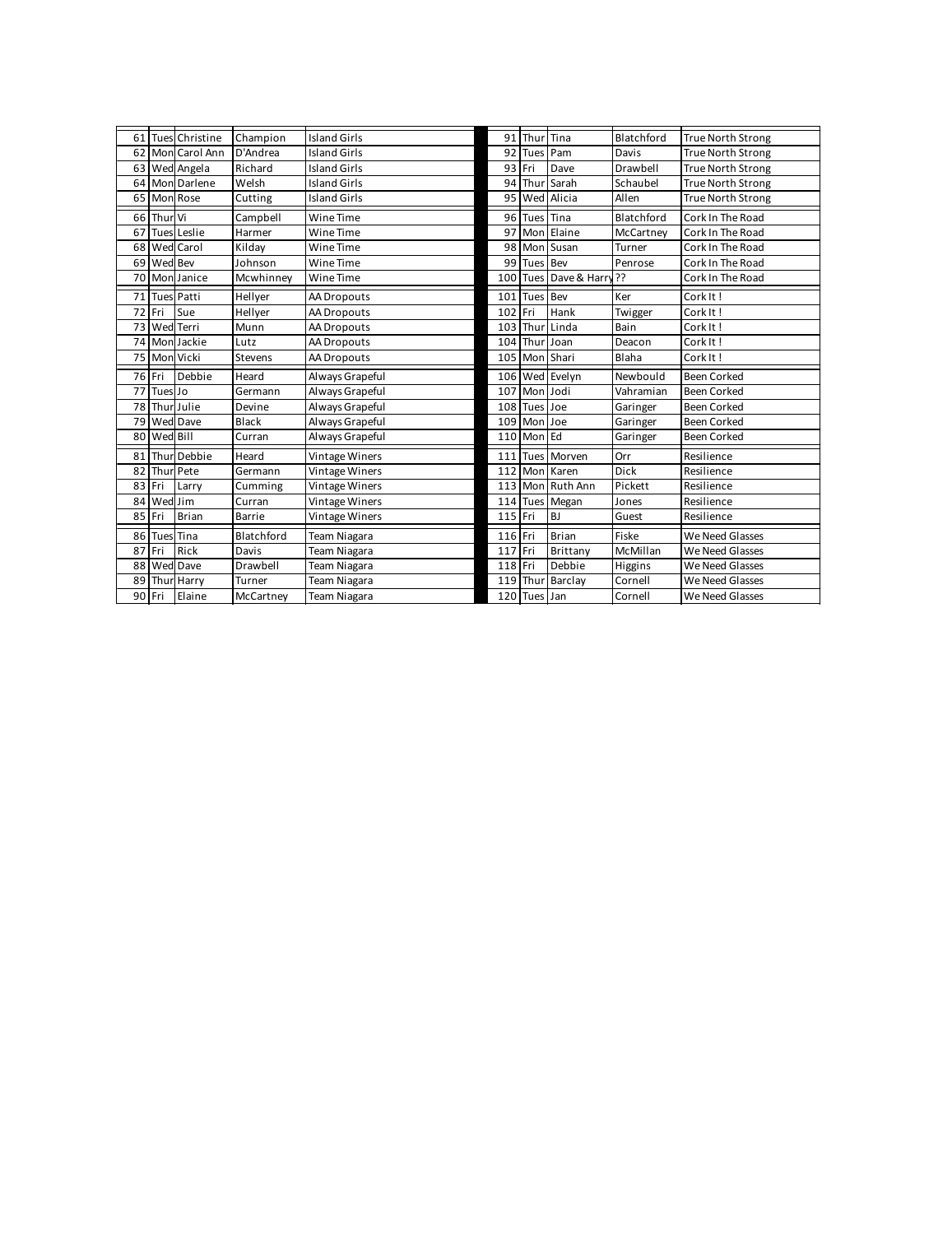| | | | | |
|---|---|---|---|---|
| 61 | Tues | Christine | Champion | Island Girls |
| 62 | Mon | Carol Ann | D'Andrea | Island Girls |
| 63 | Wed | Angela | Richard | Island Girls |
| 64 | Mon | Darlene | Welsh | Island Girls |
| 65 | Mon | Rose | Cutting | Island Girls |
| 66 | Thur | Vi | Campbell | Wine Time |
| 67 | Tues | Leslie | Harmer | Wine Time |
| 68 | Wed | Carol | Kilday | Wine Time |
| 69 | Wed | Bev | Johnson | Wine Time |
| 70 | Mon | Janice | Mcwhinney | Wine Time |
| 71 | Tues | Patti | Hellyer | AA Dropouts |
| 72 | Fri | Sue | Hellyer | AA Dropouts |
| 73 | Wed | Terri | Munn | AA Dropouts |
| 74 | Mon | Jackie | Lutz | AA Dropouts |
| 75 | Mon | Vicki | Stevens | AA Dropouts |
| 76 | Fri | Debbie | Heard | Always Grapeful |
| 77 | Tues | Jo | Germann | Always Grapeful |
| 78 | Thur | Julie | Devine | Always Grapeful |
| 79 | Wed | Dave | Black | Always Grapeful |
| 80 | Wed | Bill | Curran | Always Grapeful |
| 81 | Thur | Debbie | Heard | Vintage Winers |
| 82 | Thur | Pete | Germann | Vintage Winers |
| 83 | Fri | Larry | Cumming | Vintage Winers |
| 84 | Wed | Jim | Curran | Vintage Winers |
| 85 | Fri | Brian | Barrie | Vintage Winers |
| 86 | Tues | Tina | Blatchford | Team Niagara |
| 87 | Fri | Rick | Davis | Team Niagara |
| 88 | Wed | Dave | Drawbell | Team Niagara |
| 89 | Thur | Harry | Turner | Team Niagara |
| 90 | Fri | Elaine | McCartney | Team Niagara |
| 91 | Thur | Tina | Blatchford | True North Strong |
| 92 | Tues | Pam | Davis | True North Strong |
| 93 | Fri | Dave | Drawbell | True North Strong |
| 94 | Thur | Sarah | Schaubel | True North Strong |
| 95 | Wed | Alicia | Allen | True North Strong |
| 96 | Tues | Tina | Blatchford | Cork In The Road |
| 97 | Mon | Elaine | McCartney | Cork In The Road |
| 98 | Mon | Susan | Turner | Cork In The Road |
| 99 | Tues | Bev | Penrose | Cork In The Road |
| 100 | Tues | Dave & Harry | ?? | Cork In The Road |
| 101 | Tues | Bev | Ker | Cork It ! |
| 102 | Fri | Hank | Twigger | Cork It ! |
| 103 | Thur | Linda | Bain | Cork It ! |
| 104 | Thur | Joan | Deacon | Cork It ! |
| 105 | Mon | Shari | Blaha | Cork It ! |
| 106 | Wed | Evelyn | Newbould | Been Corked |
| 107 | Mon | Jodi | Vahramian | Been Corked |
| 108 | Tues | Joe | Garinger | Been Corked |
| 109 | Mon | Joe | Garinger | Been Corked |
| 110 | Mon | Ed | Garinger | Been Corked |
| 111 | Tues | Morven | Orr | Resilience |
| 112 | Mon | Karen | Dick | Resilience |
| 113 | Mon | Ruth Ann | Pickett | Resilience |
| 114 | Tues | Megan | Jones | Resilience |
| 115 | Fri | BJ | Guest | Resilience |
| 116 | Fri | Brian | Fiske | We Need Glasses |
| 117 | Fri | Brittany | McMillan | We Need Glasses |
| 118 | Fri | Debbie | Higgins | We Need Glasses |
| 119 | Thur | Barclay | Cornell | We Need Glasses |
| 120 | Tues | Jan | Cornell | We Need Glasses |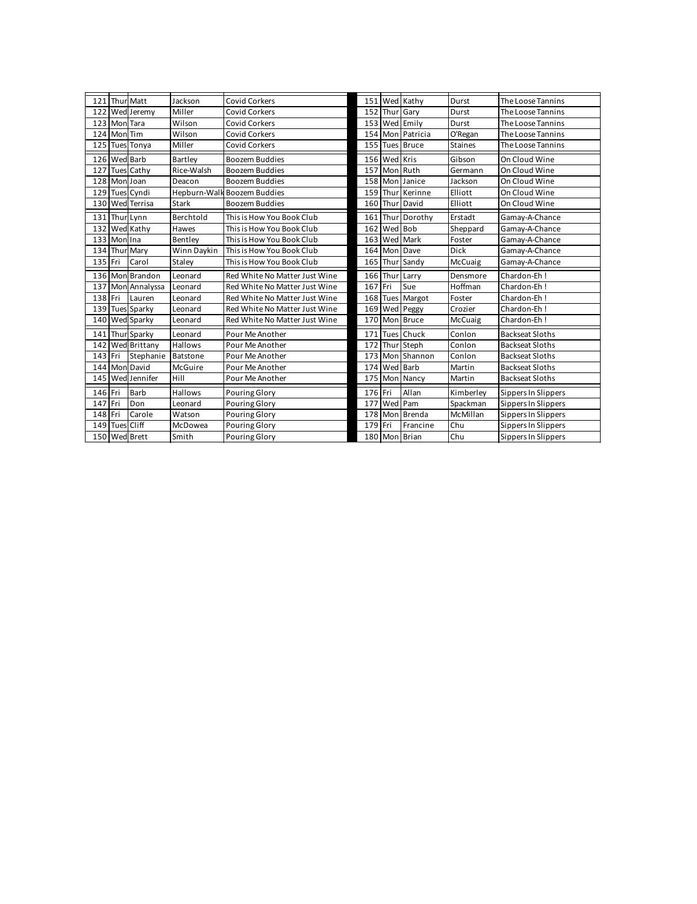| | | | | |
|---|---|---|---|---|
| 121 | Thur | Matt | Jackson | Covid Corkers |
| 122 | Wed | Jeremy | Miller | Covid Corkers |
| 123 | Mon | Tara | Wilson | Covid Corkers |
| 124 | Mon | Tim | Wilson | Covid Corkers |
| 125 | Tues | Tonya | Miller | Covid Corkers |
| 126 | Wed | Barb | Bartley | Boozem Buddies |
| 127 | Tues | Cathy | Rice-Walsh | Boozem Buddies |
| 128 | Mon | Joan | Deacon | Boozem Buddies |
| 129 | Tues | Cyndi | Hepburn-Walk | Boozem Buddies |
| 130 | Wed | Terrisa | Stark | Boozem Buddies |
| 131 | Thur | Lynn | Berchtold | This is How You Book Club |
| 132 | Wed | Kathy | Hawes | This is How You Book Club |
| 133 | Mon | Ina | Bentley | This is How You Book Club |
| 134 | Thur | Mary | Winn Daykin | This is How You Book Club |
| 135 | Fri | Carol | Staley | This is How You Book Club |
| 136 | Mon | Brandon | Leonard | Red White No Matter Just Wine |
| 137 | Mon | Annalyssa | Leonard | Red White No Matter Just Wine |
| 138 | Fri | Lauren | Leonard | Red White No Matter Just Wine |
| 139 | Tues | Sparky | Leonard | Red White No Matter Just Wine |
| 140 | Wed | Sparky | Leonard | Red White No Matter Just Wine |
| 141 | Thur | Sparky | Leonard | Pour Me Another |
| 142 | Wed | Brittany | Hallows | Pour Me Another |
| 143 | Fri | Stephanie | Batstone | Pour Me Another |
| 144 | Mon | David | McGuire | Pour Me Another |
| 145 | Wed | Jennifer | Hill | Pour Me Another |
| 146 | Fri | Barb | Hallows | Pouring Glory |
| 147 | Fri | Don | Leonard | Pouring Glory |
| 148 | Fri | Carole | Watson | Pouring Glory |
| 149 | Tues | Cliff | McDowea | Pouring Glory |
| 150 | Wed | Brett | Smith | Pouring Glory |
| 151 | Wed | Kathy | Durst | The Loose Tannins |
| 152 | Thur | Gary | Durst | The Loose Tannins |
| 153 | Wed | Emily | Durst | The Loose Tannins |
| 154 | Mon | Patricia | O'Regan | The Loose Tannins |
| 155 | Tues | Bruce | Staines | The Loose Tannins |
| 156 | Wed | Kris | Gibson | On Cloud Wine |
| 157 | Mon | Ruth | Germann | On Cloud Wine |
| 158 | Mon | Janice | Jackson | On Cloud Wine |
| 159 | Thur | Kerinne | Elliott | On Cloud Wine |
| 160 | Thur | David | Elliott | On Cloud Wine |
| 161 | Thur | Dorothy | Erstadt | Gamay-A-Chance |
| 162 | Wed | Bob | Sheppard | Gamay-A-Chance |
| 163 | Wed | Mark | Foster | Gamay-A-Chance |
| 164 | Mon | Dave | Dick | Gamay-A-Chance |
| 165 | Thur | Sandy | McCuaig | Gamay-A-Chance |
| 166 | Thur | Larry | Densmore | Chardon-Eh ! |
| 167 | Fri | Sue | Hoffman | Chardon-Eh ! |
| 168 | Tues | Margot | Foster | Chardon-Eh ! |
| 169 | Wed | Peggy | Crozier | Chardon-Eh ! |
| 170 | Mon | Bruce | McCuaig | Chardon-Eh ! |
| 171 | Tues | Chuck | Conlon | Backseat Sloths |
| 172 | Thur | Steph | Conlon | Backseat Sloths |
| 173 | Mon | Shannon | Conlon | Backseat Sloths |
| 174 | Wed | Barb | Martin | Backseat Sloths |
| 175 | Mon | Nancy | Martin | Backseat Sloths |
| 176 | Fri | Allan | Kimberley | Sippers In Slippers |
| 177 | Wed | Pam | Spackman | Sippers In Slippers |
| 178 | Mon | Brenda | McMillan | Sippers In Slippers |
| 179 | Fri | Francine | Chu | Sippers In Slippers |
| 180 | Mon | Brian | Chu | Sippers In Slippers |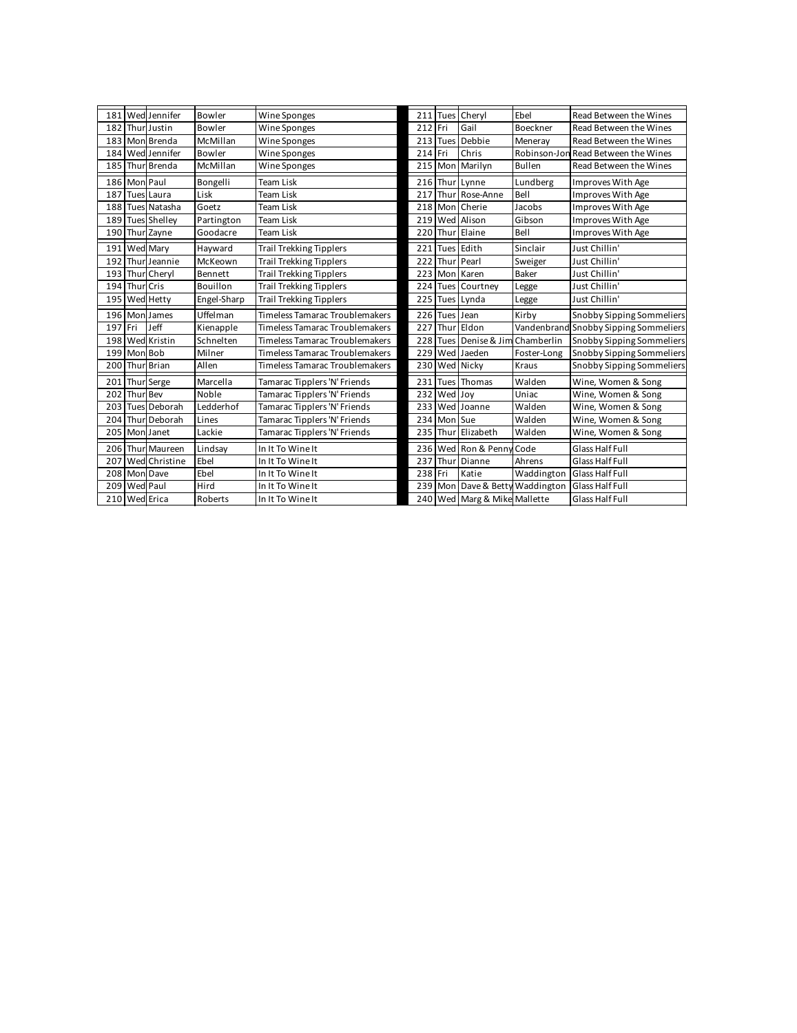| # | Day | First Name | Last Name | Team |
|---|---|---|---|---|
| 181 | Wed | Jennifer | Bowler | Wine Sponges |
| 182 | Thur | Justin | Bowler | Wine Sponges |
| 183 | Mon | Brenda | McMillan | Wine Sponges |
| 184 | Wed | Jennifer | Bowler | Wine Sponges |
| 185 | Thur | Brenda | McMillan | Wine Sponges |
| 186 | Mon | Paul | Bongelli | Team Lisk |
| 187 | Tues | Laura | Lisk | Team Lisk |
| 188 | Tues | Natasha | Goetz | Team Lisk |
| 189 | Tues | Shelley | Partington | Team Lisk |
| 190 | Thur | Zayne | Goodacre | Team Lisk |
| 191 | Wed | Mary | Hayward | Trail Trekking Tipplers |
| 192 | Thur | Jeannie | McKeown | Trail Trekking Tipplers |
| 193 | Thur | Cheryl | Bennett | Trail Trekking Tipplers |
| 194 | Thur | Cris | Bouillon | Trail Trekking Tipplers |
| 195 | Wed | Hetty | Engel-Sharp | Trail Trekking Tipplers |
| 196 | Mon | James | Uffelman | Timeless Tamarac Troublemakers |
| 197 | Fri | Jeff | Kienapple | Timeless Tamarac Troublemakers |
| 198 | Wed | Kristin | Schnelten | Timeless Tamarac Troublemakers |
| 199 | Mon | Bob | Milner | Timeless Tamarac Troublemakers |
| 200 | Thur | Brian | Allen | Timeless Tamarac Troublemakers |
| 201 | Thur | Serge | Marcella | Tamarac Tipplers 'N' Friends |
| 202 | Thur | Bev | Noble | Tamarac Tipplers 'N' Friends |
| 203 | Tues | Deborah | Ledderhof | Tamarac Tipplers 'N' Friends |
| 204 | Thur | Deborah | Lines | Tamarac Tipplers 'N' Friends |
| 205 | Mon | Janet | Lackie | Tamarac Tipplers 'N' Friends |
| 206 | Thur | Maureen | Lindsay | In It To Wine It |
| 207 | Wed | Christine | Ebel | In It To Wine It |
| 208 | Mon | Dave | Ebel | In It To Wine It |
| 209 | Wed | Paul | Hird | In It To Wine It |
| 210 | Wed | Erica | Roberts | In It To Wine It |
| 211 | Tues | Cheryl | Ebel | Read Between the Wines |
| 212 | Fri | Gail | Boeckner | Read Between the Wines |
| 213 | Tues | Debbie | Meneray | Read Between the Wines |
| 214 | Fri | Chris | Robinson-Jon | Read Between the Wines |
| 215 | Mon | Marilyn | Bullen | Read Between the Wines |
| 216 | Thur | Lynne | Lundberg | Improves With Age |
| 217 | Thur | Rose-Anne | Bell | Improves With Age |
| 218 | Mon | Cherie | Jacobs | Improves With Age |
| 219 | Wed | Alison | Gibson | Improves With Age |
| 220 | Thur | Elaine | Bell | Improves With Age |
| 221 | Tues | Edith | Sinclair | Just Chillin' |
| 222 | Thur | Pearl | Sweiger | Just Chillin' |
| 223 | Mon | Karen | Baker | Just Chillin' |
| 224 | Tues | Courtney | Legge | Just Chillin' |
| 225 | Tues | Lynda | Legge | Just Chillin' |
| 226 | Tues | Jean | Kirby | Snobby Sipping Sommeliers |
| 227 | Thur | Eldon | Vandenbrand | Snobby Sipping Sommeliers |
| 228 | Tues | Denise & Jim | Chamberlin | Snobby Sipping Sommeliers |
| 229 | Wed | Jaeden | Foster-Long | Snobby Sipping Sommeliers |
| 230 | Wed | Nicky | Kraus | Snobby Sipping Sommeliers |
| 231 | Tues | Thomas | Walden | Wine, Women & Song |
| 232 | Wed | Joy | Uniac | Wine, Women & Song |
| 233 | Wed | Joanne | Walden | Wine, Women & Song |
| 234 | Mon | Sue | Walden | Wine, Women & Song |
| 235 | Thur | Elizabeth | Walden | Wine, Women & Song |
| 236 | Wed | Ron & Penny | Code | Glass Half Full |
| 237 | Thur | Dianne | Ahrens | Glass Half Full |
| 238 | Fri | Katie | Waddington | Glass Half Full |
| 239 | Mon | Dave & Betty | Waddington | Glass Half Full |
| 240 | Wed | Marg & Mike | Mallette | Glass Half Full |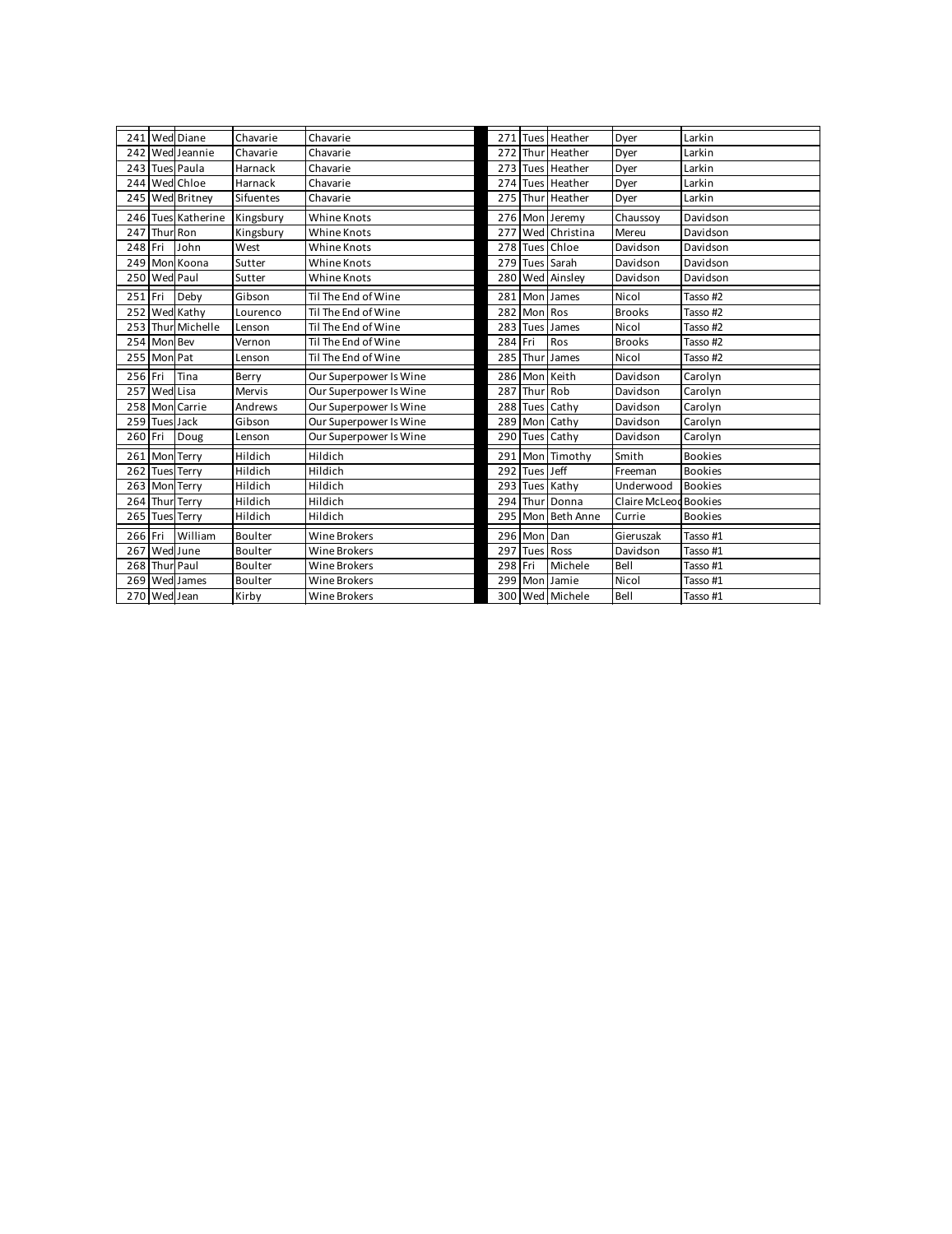| | | | | | | | | | |
|---|---|---|---|---|---|---|---|---|---|
| 241 | Wed | Diane | Chavarie | Chavarie | 271 | Tues | Heather | Dyer | Larkin |
| 242 | Wed | Jeannie | Chavarie | Chavarie | 272 | Thur | Heather | Dyer | Larkin |
| 243 | Tues | Paula | Harnack | Chavarie | 273 | Tues | Heather | Dyer | Larkin |
| 244 | Wed | Chloe | Harnack | Chavarie | 274 | Tues | Heather | Dyer | Larkin |
| 245 | Wed | Britney | Sifuentes | Chavarie | 275 | Thur | Heather | Dyer | Larkin |
| 246 | Tues | Katherine | Kingsbury | Whine Knots | 276 | Mon | Jeremy | Chaussoy | Davidson |
| 247 | Thur | Ron | Kingsbury | Whine Knots | 277 | Wed | Christina | Mereu | Davidson |
| 248 | Fri | John | West | Whine Knots | 278 | Tues | Chloe | Davidson | Davidson |
| 249 | Mon | Koona | Sutter | Whine Knots | 279 | Tues | Sarah | Davidson | Davidson |
| 250 | Wed | Paul | Sutter | Whine Knots | 280 | Wed | Ainsley | Davidson | Davidson |
| 251 | Fri | Deby | Gibson | Til The End of Wine | 281 | Mon | James | Nicol | Tasso #2 |
| 252 | Wed | Kathy | Lourenco | Til The End of Wine | 282 | Mon | Ros | Brooks | Tasso #2 |
| 253 | Thur | Michelle | Lenson | Til The End of Wine | 283 | Tues | James | Nicol | Tasso #2 |
| 254 | Mon | Bev | Vernon | Til The End of Wine | 284 | Fri | Ros | Brooks | Tasso #2 |
| 255 | Mon | Pat | Lenson | Til The End of Wine | 285 | Thur | James | Nicol | Tasso #2 |
| 256 | Fri | Tina | Berry | Our Superpower Is Wine | 286 | Mon | Keith | Davidson | Carolyn |
| 257 | Wed | Lisa | Mervis | Our Superpower Is Wine | 287 | Thur | Rob | Davidson | Carolyn |
| 258 | Mon | Carrie | Andrews | Our Superpower Is Wine | 288 | Tues | Cathy | Davidson | Carolyn |
| 259 | Tues | Jack | Gibson | Our Superpower Is Wine | 289 | Mon | Cathy | Davidson | Carolyn |
| 260 | Fri | Doug | Lenson | Our Superpower Is Wine | 290 | Tues | Cathy | Davidson | Carolyn |
| 261 | Mon | Terry | Hildich | Hildich | 291 | Mon | Timothy | Smith | Bookies |
| 262 | Tues | Terry | Hildich | Hildich | 292 | Tues | Jeff | Freeman | Bookies |
| 263 | Mon | Terry | Hildich | Hildich | 293 | Tues | Kathy | Underwood | Bookies |
| 264 | Thur | Terry | Hildich | Hildich | 294 | Thur | Donna | Claire McLeod | Bookies |
| 265 | Tues | Terry | Hildich | Hildich | 295 | Mon | Beth Anne | Currie | Bookies |
| 266 | Fri | William | Boulter | Wine Brokers | 296 | Mon | Dan | Gieruszak | Tasso #1 |
| 267 | Wed | June | Boulter | Wine Brokers | 297 | Tues | Ross | Davidson | Tasso #1 |
| 268 | Thur | Paul | Boulter | Wine Brokers | 298 | Fri | Michele | Bell | Tasso #1 |
| 269 | Wed | James | Boulter | Wine Brokers | 299 | Mon | Jamie | Nicol | Tasso #1 |
| 270 | Wed | Jean | Kirby | Wine Brokers | 300 | Wed | Michele | Bell | Tasso #1 |